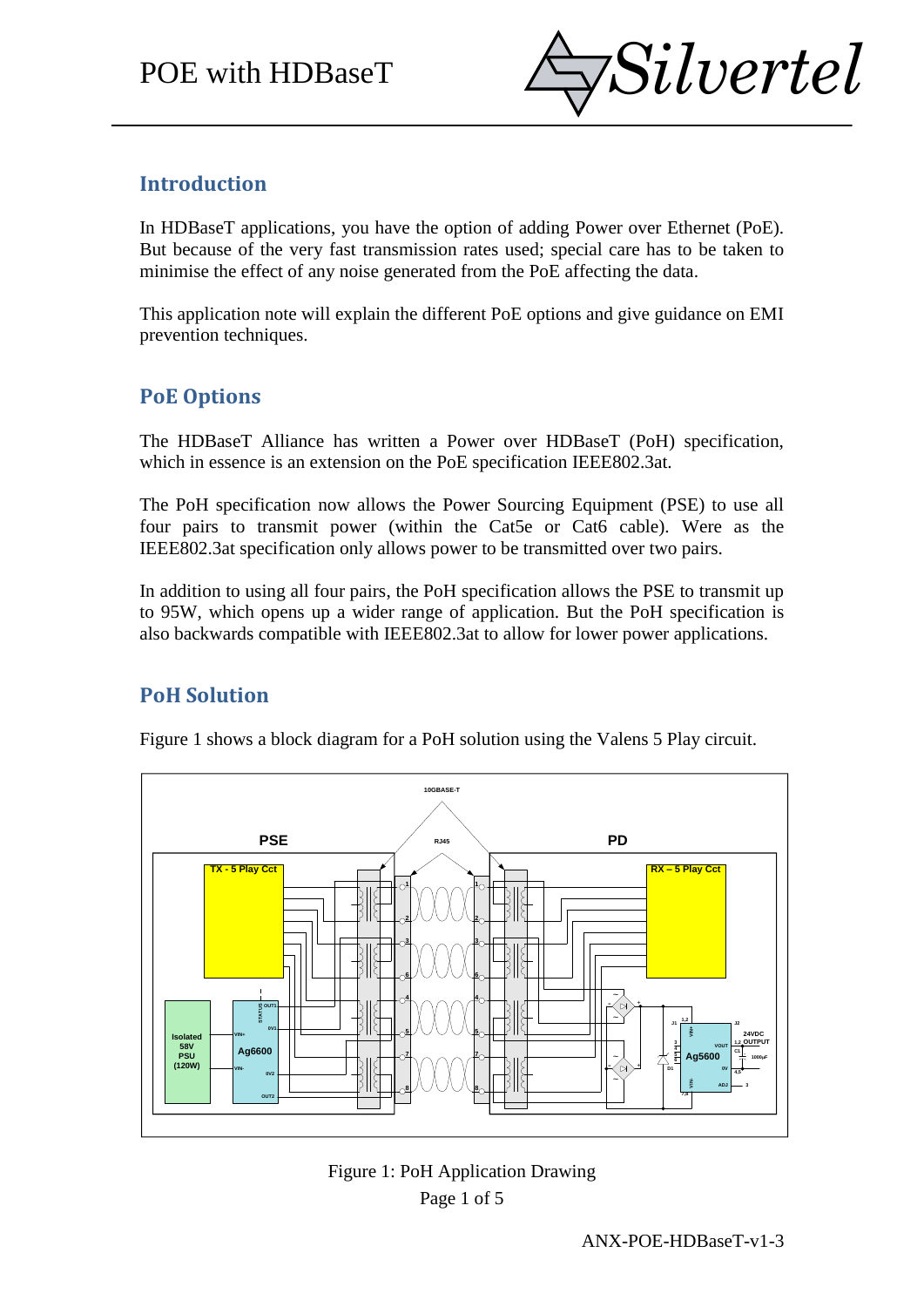# POE with HDBaseT

## Introduction

In HDBaseT applications, you have the option of adding Power over Ethernet (PoE). But because of the very fast transmission rates used; special care has to be taken to minimise the effect of any noise generated from the PoE affecting the data.

This application note will explain the different PoE options and give guidance on EMI prevention techniques.

## PoE Options

The HDBaseT Alliance has written a Power over HDBaseT (PoH) specification, which in essence is an extension on the PoE specification IEEE802.3at.

The PoH specification now allows the Power Sourcing Equipment (PSE) to use all four pairs to transmit power (within the Cat5e or Cat6 cable). Were as the IEEE802.3at specification only allows power to be transmitted over two pairs.

In addition to using all four pairs, the PoH specification allows the PSE to transmit up to 95W, which opens up a wider range of application. But the PoH specification is also backwards compatible with IEEE802.3at to allow for lower power applications.

## PoH Solution

Figure 1 shows a block diagram for a PoH solution using the Valens 5 Play circuit.

Figure 1: PoH Application Drawing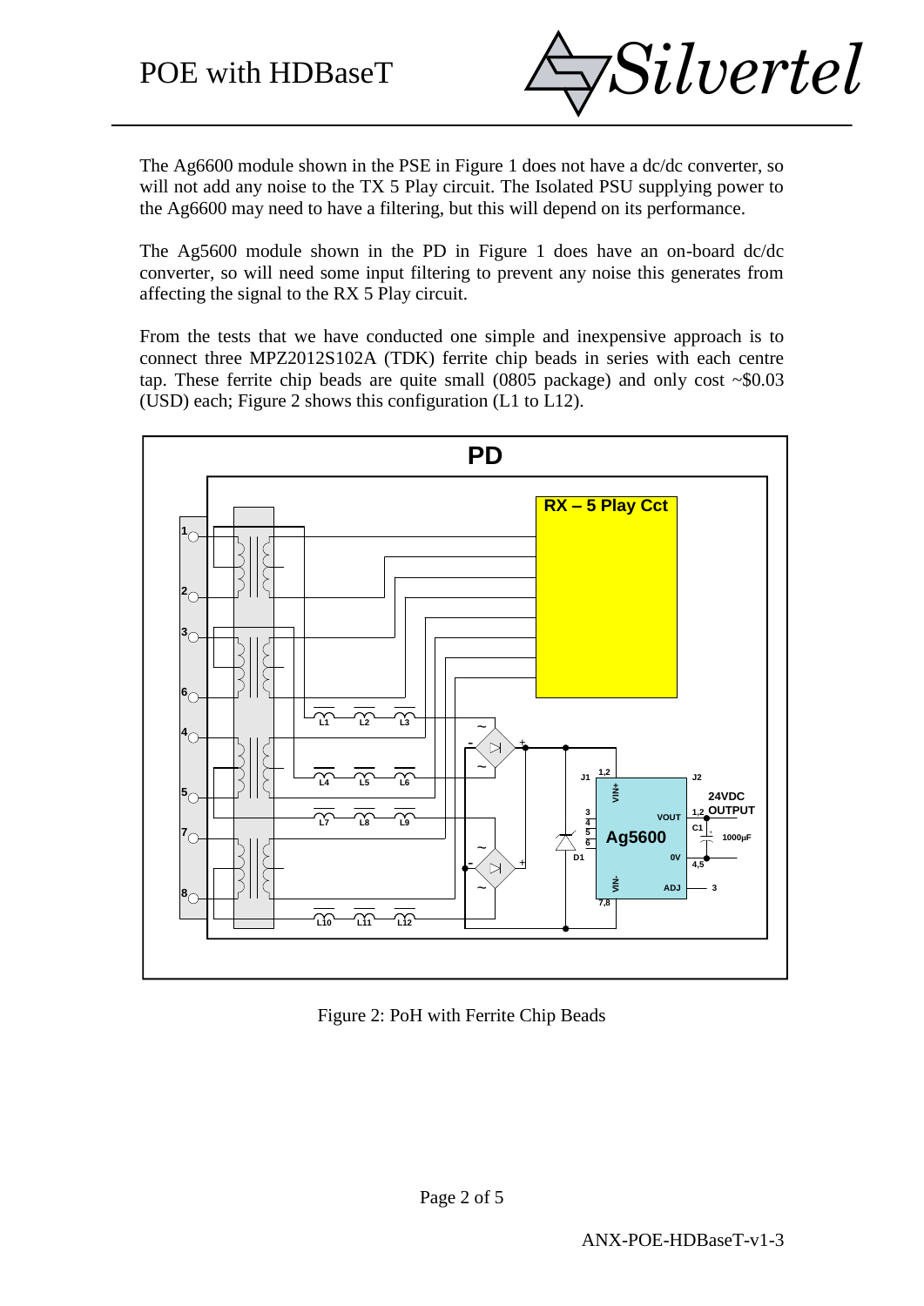The Ag6600 module shown in the PSE in Figure 1 does not have a dc/dc converter, so will not add any noise to the TX 5 Play circuit. The Isolated PSU supplying power to the Ag6600 may need to have a filtering, but this will depend on its performance.

The Ag5600 module shown in the PD in Figure 1 does have an on-board dc/dc converter, so will need some input filtering to prevent any noise this generates from affecting the signal to the RX 5 Play circuit.

From the tests that we have conducted one simple and inexpensive approach is to connect three MPZ2012S102A (TDK) ferrite chip beads in series with each centre tap. These ferrite chip beads are quite small (0805 package) and only cost ~$0.03 (USD) each; Figure 2 shows this configuration (L1 to L12).

Figure 2: PoH with Ferrite Chip Beads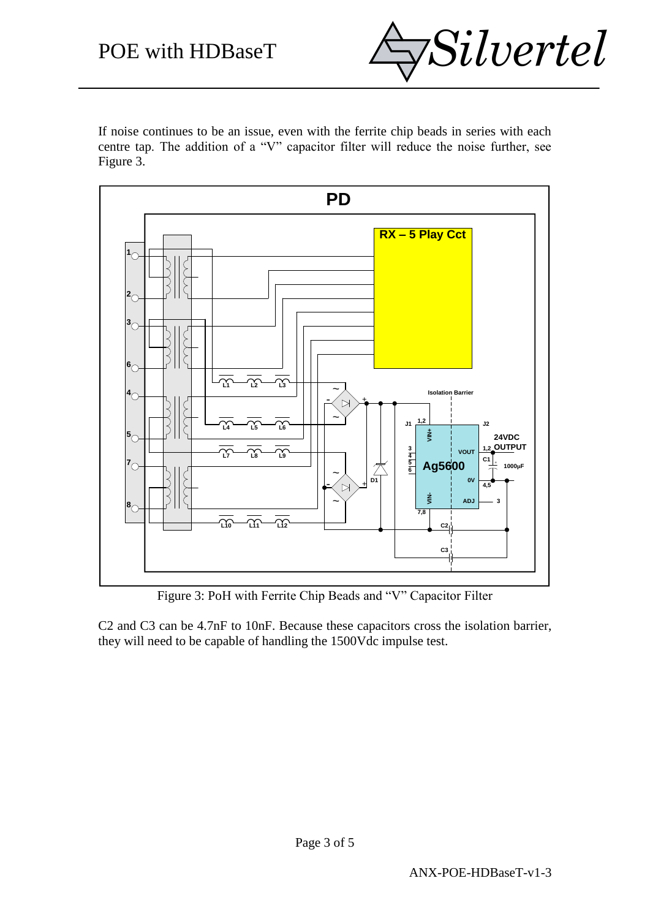If noise continues to be an issue, even with the ferrite chip beads in series with each centre tap. The addition of a "V" capacitor filter will reduce the noise further, see Figure 3.

Figure 3: PoH with Ferrite Chip Beads and "V" Capacitor Filter

C2 and C3 can be 4.7nF to 10nF. Because these capacitors cross the isolation barrier, they will need to be capable of handling the 1500Vdc impulse test.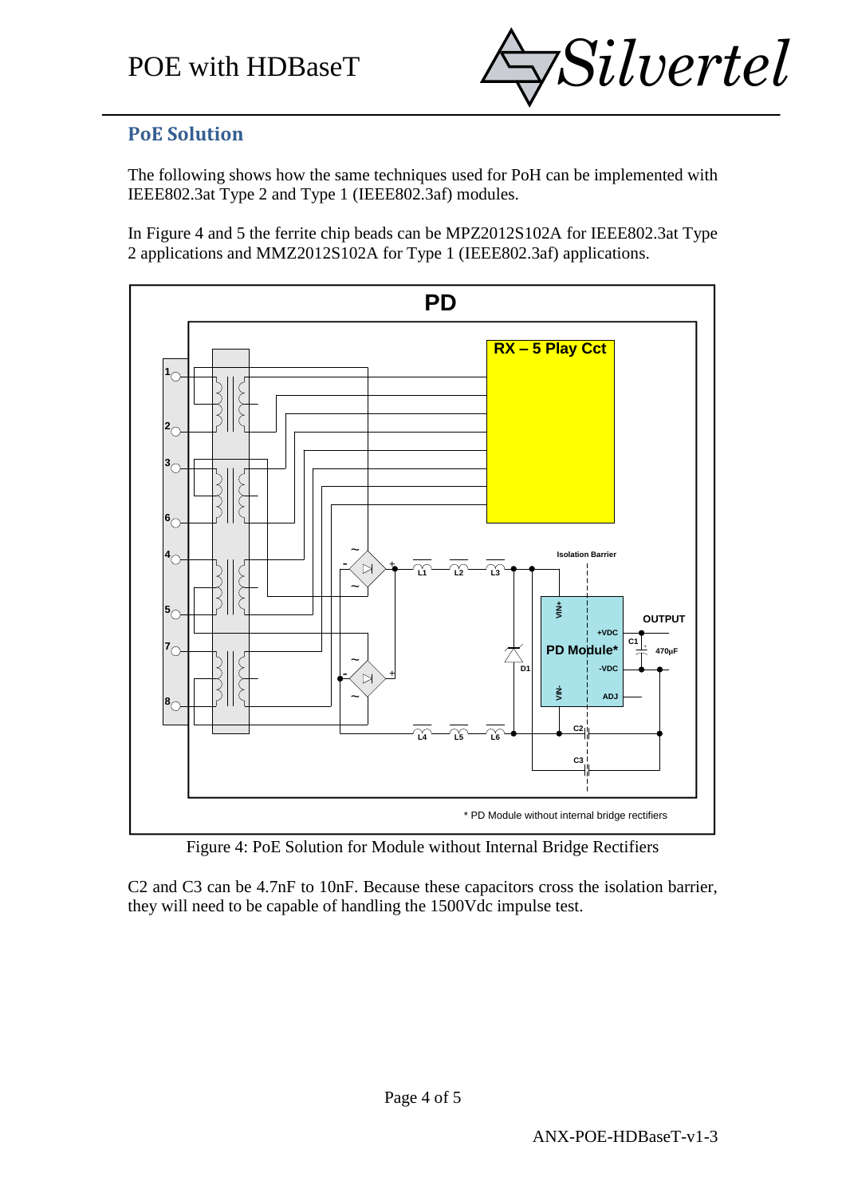## PoE Solution

The following shows how the same techniques used for PoH can be implemented with IEEE802.3at Type 2 and Type 1 (IEEE802.3af) modules.

In Figure 4 and 5 the ferrite chip beads can be MPZ2012S102A for IEEE802.3at Type 2 applications and MMZ2012S102A for Type 1 (IEEE802.3af) applications.

Figure 4: PoE Solution for Module without Internal Bridge Rectifiers

C2 and C3 can be 4.7nF to 10nF. Because these capacitors cross the isolation barrier, they will need to be capable of handling the 1500Vdc impulse test.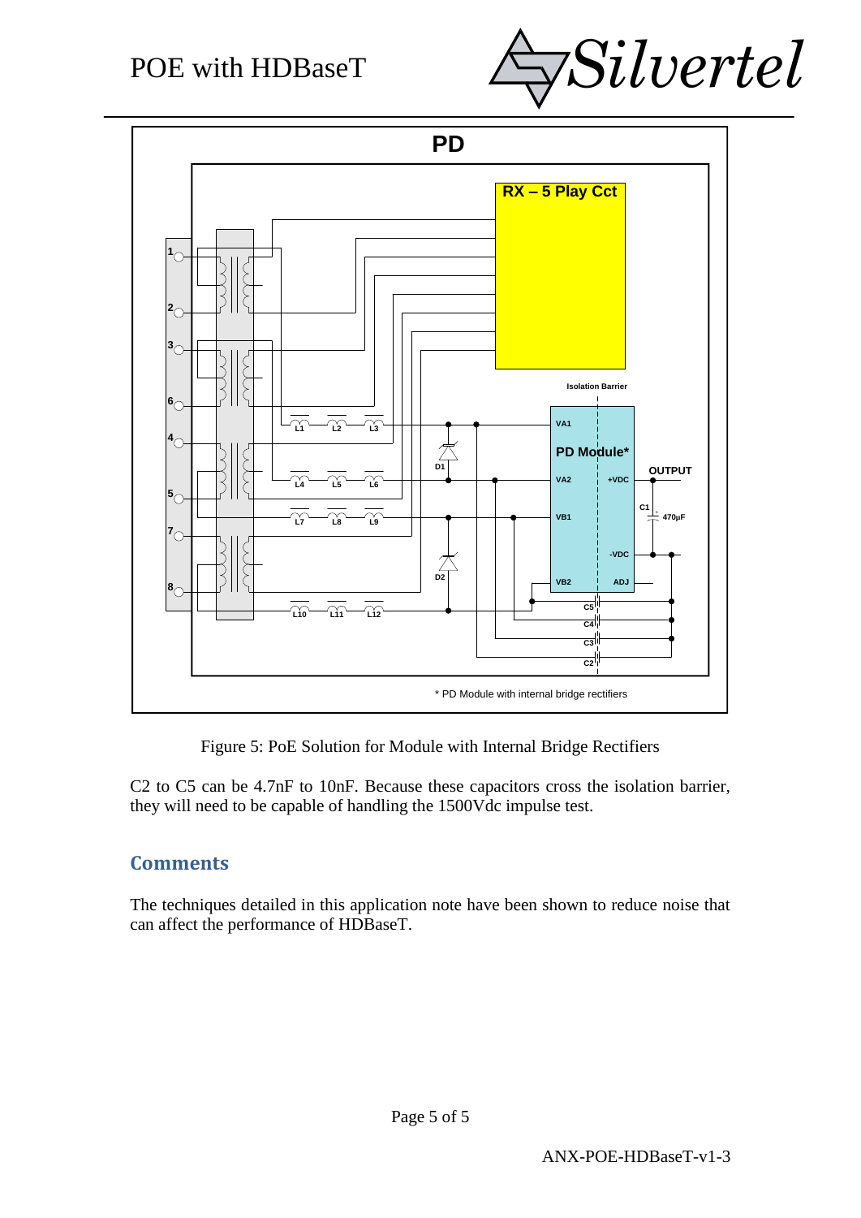PD

RX – 5 Play Cct

Isolation Barrier

PD Module*

VA1
VA2
VB1
VB2
+VDC
-VDC
ADJ

OUTPUT

C1
470µF

1
2
3
6
4
5
7
8

L1 L2 L3
L4 L5 L6
L7 L8 L9
L10 L11 L12

D1
D2

C5
C4
C3
C2

* PD Module with internal bridge rectifiers

Figure 5: PoE Solution for Module with Internal Bridge Rectifiers

C2 to C5 can be 4.7nF to 10nF. Because these capacitors cross the isolation barrier, they will need to be capable of handling the 1500Vdc impulse test.

## Comments

The techniques detailed in this application note have been shown to reduce noise that can affect the performance of HDBaseT.

ANX-POE-HDBaseT-v1-3